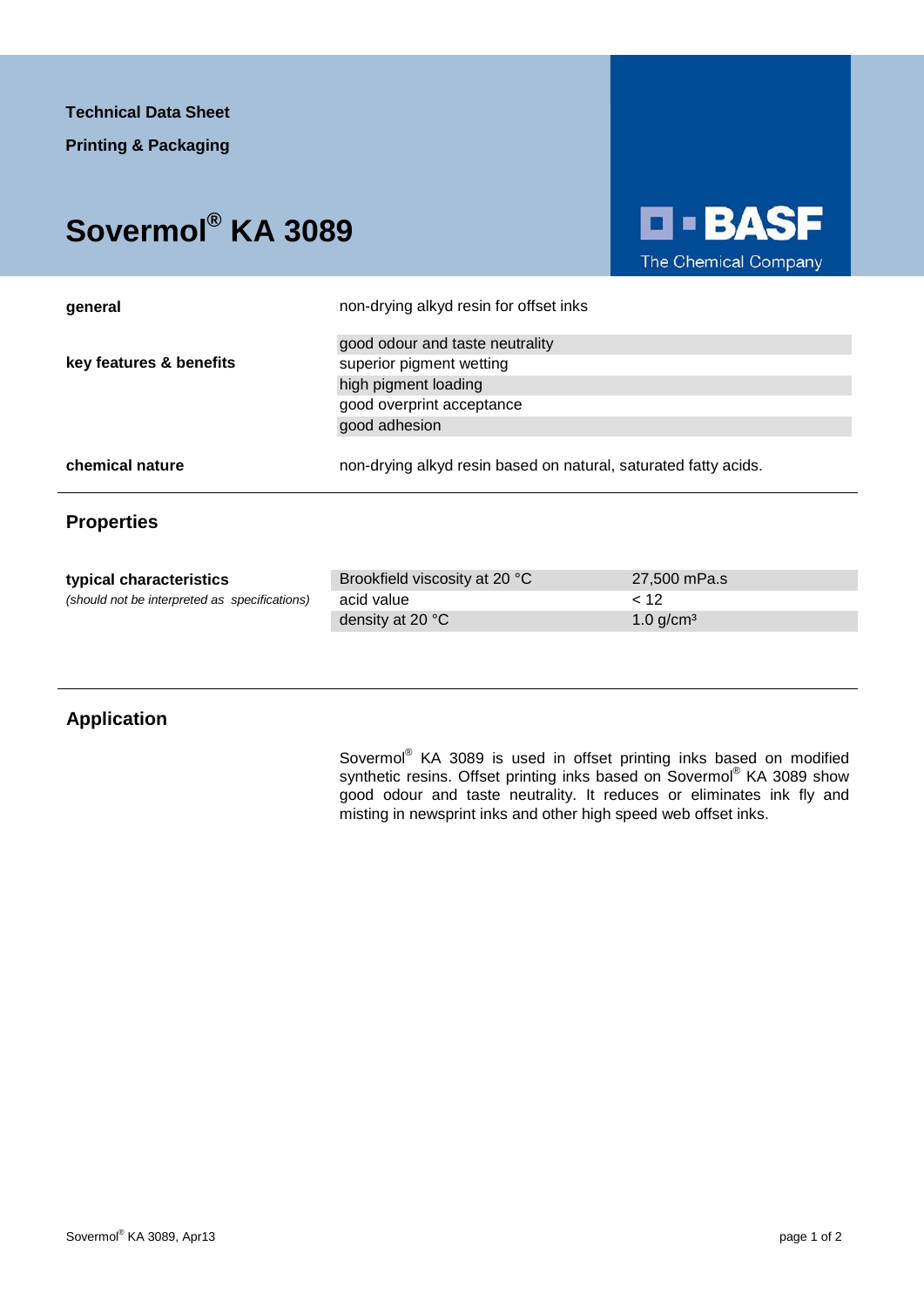Technical Data Sheet

Printing & Packaging

# Sovermol® KA 3089

BASF
The Chemical Company

| | |
|---|---|
| **general** | non-drying alkyd resin for offset inks |
| **key features & benefits** | good odour and taste neutrality<br>superior pigment wetting<br>high pigment loading<br>good overprint acceptance<br>good adhesion |
| **chemical nature** | non-drying alkyd resin based on natural, saturated fatty acids. |

## Properties

**typical characteristics**
*(should not be interpreted as specifications)*

| | |
|---|---|
| Brookfield viscosity at 20 °C | 27,500 mPa.s |
| acid value | < 12 |
| density at 20 °C | 1.0 g/cm³ |

## Application

Sovermol® KA 3089 is used in offset printing inks based on modified synthetic resins. Offset printing inks based on Sovermol® KA 3089 show good odour and taste neutrality. It reduces or eliminates ink fly and misting in newsprint inks and other high speed web offset inks.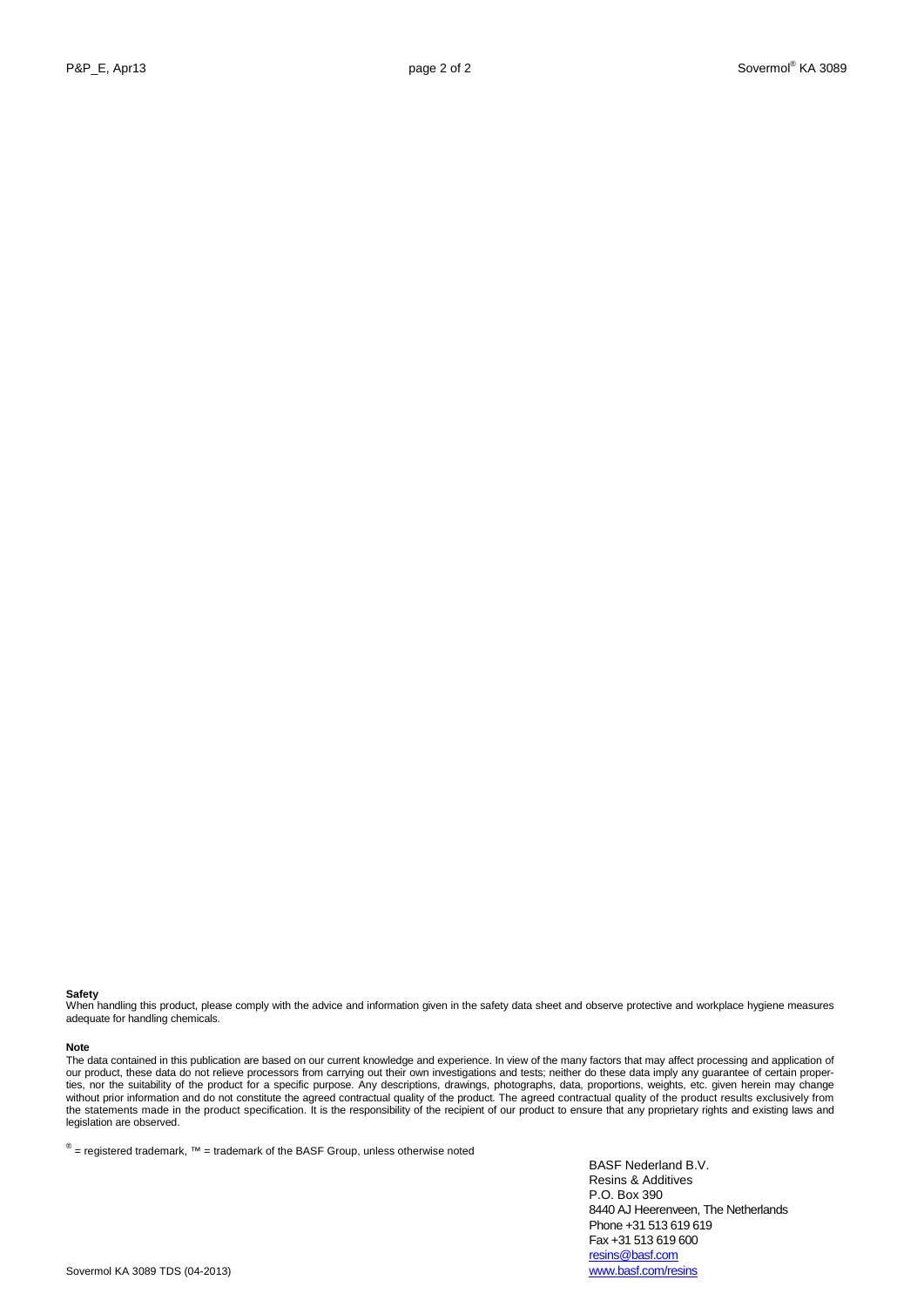**Safety**
When handling this product, please comply with the advice and information given in the safety data sheet and observe protective and workplace hygiene measures adequate for handling chemicals.

**Note**
The data contained in this publication are based on our current knowledge and experience. In view of the many factors that may affect processing and application of our product, these data do not relieve processors from carrying out their own investigations and tests; neither do these data imply any guarantee of certain properties, nor the suitability of the product for a specific purpose. Any descriptions, drawings, photographs, data, proportions, weights, etc. given herein may change without prior information and do not constitute the agreed contractual quality of the product. The agreed contractual quality of the product results exclusively from the statements made in the product specification. It is the responsibility of the recipient of our product to ensure that any proprietary rights and existing laws and legislation are observed.

® = registered trademark, ™ = trademark of the BASF Group, unless otherwise noted

BASF Nederland B.V.
Resins & Additives
P.O. Box 390
8440 AJ Heerenveen, The Netherlands
Phone +31 513 619 619
Fax +31 513 619 600
resins@basf.com
www.basf.com/resins

Sovermol KA 3089 TDS (04-2013)